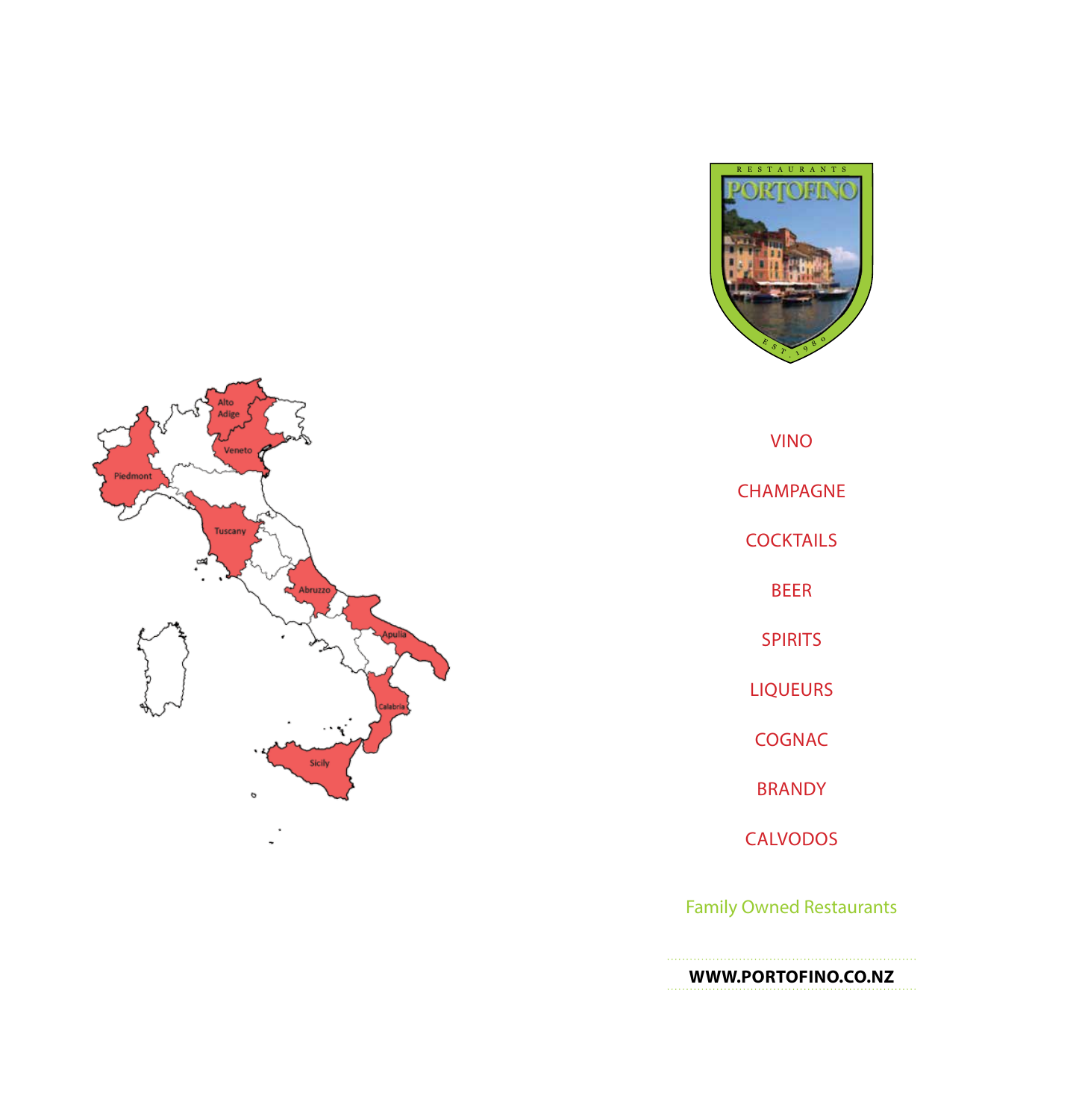RESTAURANTS

# PORTOFINO

EST. 1980

VINO

CHAMPAGNE

COCKTAILS

BEER

SPIRITS

LIQUEURS

COGNAC

BRANDY

CALVODOS

Family Owned Restaurants

**WWW.PORTOFINO.CO.NZ**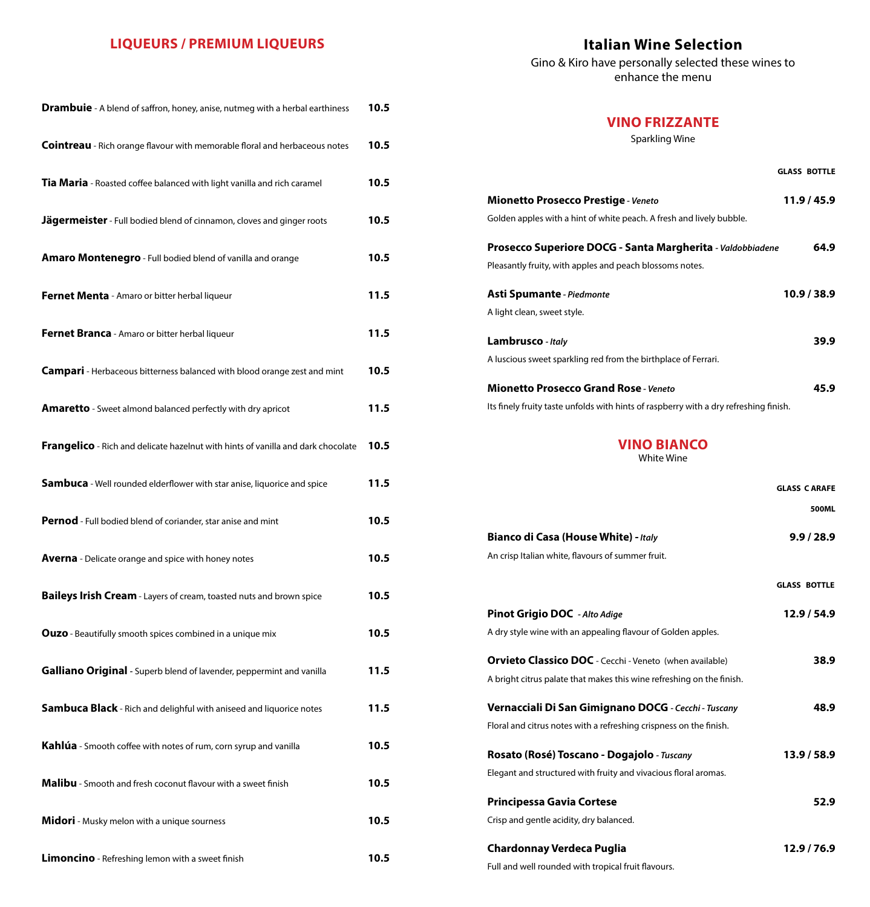## LIQUEURS / PREMIUM LIQUEURS

| Liqueur | Price |
|---|---|
| **Drambuie** - A blend of saffron, honey, anise, nutmeg with a herbal earthiness | 10.5 |
| **Cointreau** - Rich orange flavour with memorable floral and herbaceous notes | 10.5 |
| **Tia Maria** - Roasted coffee balanced with light vanilla and rich caramel | 10.5 |
| **Jägermeister** - Full bodied blend of cinnamon, cloves and ginger roots | 10.5 |
| **Amaro Montenegro** - Full bodied blend of vanilla and orange | 10.5 |
| **Fernet Menta** - Amaro or bitter herbal liqueur | 11.5 |
| **Fernet Branca** - Amaro or bitter herbal liqueur | 11.5 |
| **Campari** - Herbaceous bitterness balanced with blood orange zest and mint | 10.5 |
| **Amaretto** - Sweet almond balanced perfectly with dry apricot | 11.5 |
| **Frangelico** - Rich and delicate hazelnut with hints of vanilla and dark chocolate | 10.5 |
| **Sambuca** - Well rounded elderflower with star anise, liquorice and spice | 11.5 |
| **Pernod** - Full bodied blend of coriander, star anise and mint | 10.5 |
| **Averna** - Delicate orange and spice with honey notes | 10.5 |
| **Baileys Irish Cream** - Layers of cream, toasted nuts and brown spice | 10.5 |
| **Ouzo** - Beautifully smooth spices combined in a unique mix | 10.5 |
| **Galliano Original** - Superb blend of lavender, peppermint and vanilla | 11.5 |
| **Sambuca Black** - Rich and delighful with aniseed and liquorice notes | 11.5 |
| **Kahlúa** - Smooth coffee with notes of rum, corn syrup and vanilla | 10.5 |
| **Malibu** - Smooth and fresh coconut flavour with a sweet finish | 10.5 |
| **Midori** - Musky melon with a unique sourness | 10.5 |
| **Limoncino** - Refreshing lemon with a sweet finish | 10.5 |

# Italian Wine Selection

Gino & Kiro have personally selected these wines to enhance the menu

## VINO FRIZZANTE

Sparkling Wine

**GLASS BOTTLE**

**Mionetto Prosecco Prestige** - *Veneto* — **11.9 / 45.9**
Golden apples with a hint of white peach. A fresh and lively bubble.

**Prosecco Superiore DOCG - Santa Margherita** - *Valdobbiadene* — **64.9**
Pleasantly fruity, with apples and peach blossoms notes.

**Asti Spumante** - *Piedmonte* — **10.9 / 38.9**
A light clean, sweet style.

**Lambrusco** - *Italy* — **39.9**
A luscious sweet sparkling red from the birthplace of Ferrari.

**Mionetto Prosecco Grand Rose** - *Veneto* — **45.9**
Its finely fruity taste unfolds with hints of raspberry with a dry refreshing finish.

## VINO BIANCO

White Wine

**GLASS C ARAFE 500ML**

**Bianco di Casa (House White) -** *Italy* — **9.9 / 28.9**
An crisp Italian white, flavours of summer fruit.

**GLASS BOTTLE**

**Pinot Grigio DOC** - *Alto Adige* — **12.9 / 54.9**
A dry style wine with an appealing flavour of Golden apples.

**Orvieto Classico DOC** - Cecchi - Veneto (when available) — **38.9**
A bright citrus palate that makes this wine refreshing on the finish.

**Vernacciali Di San Gimignano DOCG** - *Cecchi - Tuscany* — **48.9**
Floral and citrus notes with a refreshing crispness on the finish.

**Rosato (Rosé) Toscano - Dogajolo** - *Tuscany* — **13.9 / 58.9**
Elegant and structured with fruity and vivacious floral aromas.

**Principessa Gavia Cortese** — **52.9**
Crisp and gentle acidity, dry balanced.

**Chardonnay Verdeca Puglia** — **12.9 / 76.9**
Full and well rounded with tropical fruit flavours.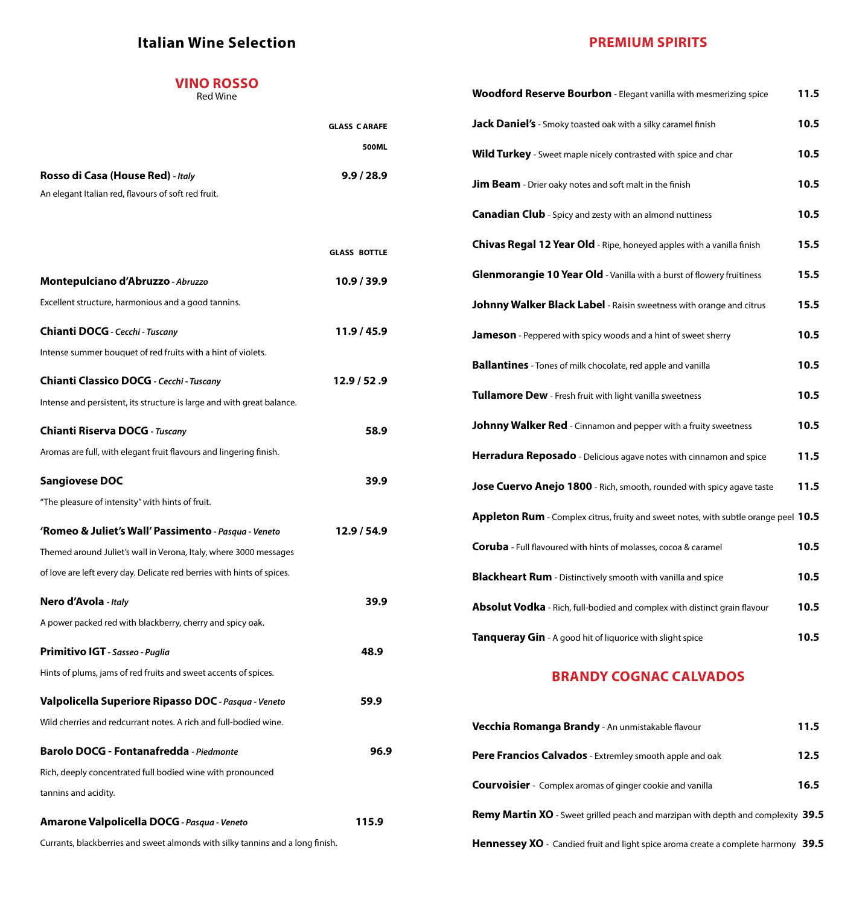## Italian Wine Selection

### VINO ROSSO

Red Wine

| | GLASS CARAFE 500ML |
|---|---|
| **Rosso di Casa (House Red)** - *Italy*<br>An elegant Italian red, flavours of soft red fruit. | **9.9 / 28.9** |

| | GLASS BOTTLE |
|---|---|
| **Montepulciano d'Abruzzo** - *Abruzzo*<br>Excellent structure, harmonious and a good tannins. | **10.9 / 39.9** |
| **Chianti DOCG** - *Cecchi - Tuscany*<br>Intense summer bouquet of red fruits with a hint of violets. | **11.9 / 45.9** |
| **Chianti Classico DOCG** - *Cecchi - Tuscany*<br>Intense and persistent, its structure is large and with great balance. | **12.9 / 52 .9** |
| **Chianti Riserva DOCG** - *Tuscany*<br>Aromas are full, with elegant fruit flavours and lingering finish. | **58.9** |
| **Sangiovese DOC**<br>"The pleasure of intensity" with hints of fruit. | **39.9** |
| **'Romeo & Juliet's Wall' Passimento** - *Pasqua - Veneto*<br>Themed around Juliet's wall in Verona, Italy, where 3000 messages of love are left every day. Delicate red berries with hints of spices. | **12.9 / 54.9** |
| **Nero d'Avola** - *Italy*<br>A power packed red with blackberry, cherry and spicy oak. | **39.9** |
| **Primitivo IGT** - *Sasseo - Puglia*<br>Hints of plums, jams of red fruits and sweet accents of spices. | **48.9** |
| **Valpolicella Superiore Ripasso DOC** - *Pasqua - Veneto*<br>Wild cherries and redcurrant notes. A rich and full-bodied wine. | **59.9** |
| **Barolo DOCG - Fontanafredda** - *Piedmonte*<br>Rich, deeply concentrated full bodied wine with pronounced tannins and acidity. | **96.9** |
| **Amarone Valpolicella DOCG** - *Pasqua - Veneto*<br>Currants, blackberries and sweet almonds with silky tannins and a long finish. | **115.9** |

## PREMIUM SPIRITS

| | |
|---|---|
| **Woodford Reserve Bourbon** - Elegant vanilla with mesmerizing spice | **11.5** |
| **Jack Daniel's** - Smoky toasted oak with a silky caramel finish | **10.5** |
| **Wild Turkey** - Sweet maple nicely contrasted with spice and char | **10.5** |
| **Jim Beam** - Drier oaky notes and soft malt in the finish | **10.5** |
| **Canadian Club** - Spicy and zesty with an almond nuttiness | **10.5** |
| **Chivas Regal 12 Year Old** - Ripe, honeyed apples with a vanilla finish | **15.5** |
| **Glenmorangie 10 Year Old** - Vanilla with a burst of flowery fruitiness | **15.5** |
| **Johnny Walker Black Label** - Raisin sweetness with orange and citrus | **15.5** |
| **Jameson** - Peppered with spicy woods and a hint of sweet sherry | **10.5** |
| **Ballantines** - Tones of milk chocolate, red apple and vanilla | **10.5** |
| **Tullamore Dew** - Fresh fruit with light vanilla sweetness | **10.5** |
| **Johnny Walker Red** - Cinnamon and pepper with a fruity sweetness | **10.5** |
| **Herradura Reposado** - Delicious agave notes with cinnamon and spice | **11.5** |
| **Jose Cuervo Anejo 1800** - Rich, smooth, rounded with spicy agave taste | **11.5** |
| **Appleton Rum** - Complex citrus, fruity and sweet notes, with subtle orange peel | **10.5** |
| **Coruba** - Full flavoured with hints of molasses, cocoa & caramel | **10.5** |
| **Blackheart Rum** - Distinctively smooth with vanilla and spice | **10.5** |
| **Absolut Vodka** - Rich, full-bodied and complex with distinct grain flavour | **10.5** |
| **Tanqueray Gin** - A good hit of liquorice with slight spice | **10.5** |

## BRANDY COGNAC CALVADOS

| | |
|---|---|
| **Vecchia Romanga Brandy** - An unmistakable flavour | **11.5** |
| **Pere Francios Calvados** - Extremley smooth apple and oak | **12.5** |
| **Courvoisier** - Complex aromas of ginger cookie and vanilla | **16.5** |
| **Remy Martin XO** - Sweet grilled peach and marzipan with depth and complexity | **39.5** |
| **Hennessey XO** - Candied fruit and light spice aroma create a complete harmony | **39.5** |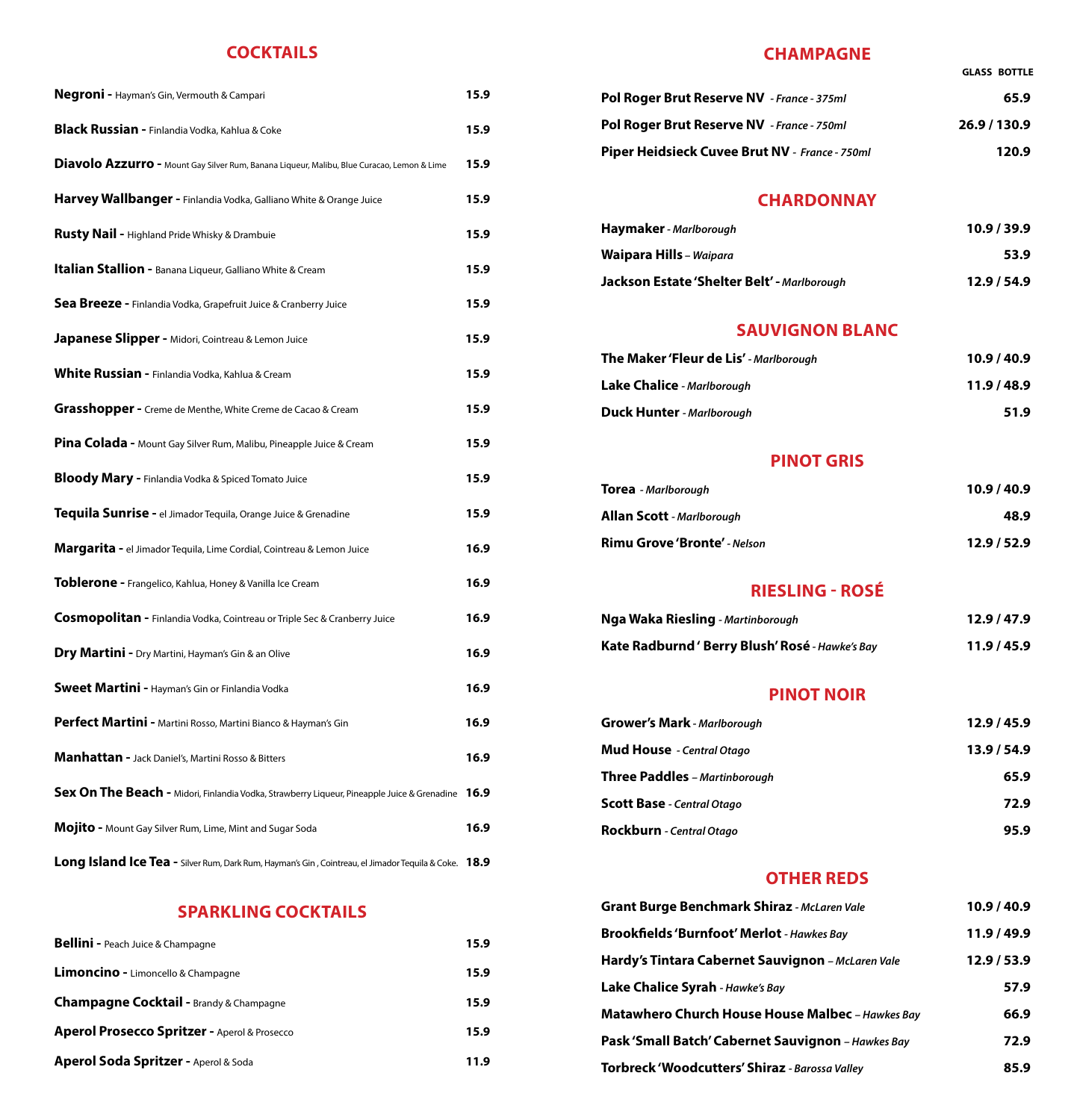## COCKTAILS

| Cocktail | Price |
|---|---|
| **Negroni -** Hayman's Gin, Vermouth & Campari | 15.9 |
| **Black Russian -** Finlandia Vodka, Kahlua & Coke | 15.9 |
| **Diavolo Azzurro -** Mount Gay Silver Rum, Banana Liqueur, Malibu, Blue Curacao, Lemon & Lime | 15.9 |
| **Harvey Wallbanger -** Finlandia Vodka, Galliano White & Orange Juice | 15.9 |
| **Rusty Nail -** Highland Pride Whisky & Drambuie | 15.9 |
| **Italian Stallion -** Banana Liqueur, Galliano White & Cream | 15.9 |
| **Sea Breeze -** Finlandia Vodka, Grapefruit Juice & Cranberry Juice | 15.9 |
| **Japanese Slipper -** Midori, Cointreau & Lemon Juice | 15.9 |
| **White Russian -** Finlandia Vodka, Kahlua & Cream | 15.9 |
| **Grasshopper -** Creme de Menthe, White Creme de Cacao & Cream | 15.9 |
| **Pina Colada -** Mount Gay Silver Rum, Malibu, Pineapple Juice & Cream | 15.9 |
| **Bloody Mary -** Finlandia Vodka & Spiced Tomato Juice | 15.9 |
| **Tequila Sunrise -** el Jimador Tequila, Orange Juice & Grenadine | 15.9 |
| **Margarita -** el Jimador Tequila, Lime Cordial, Cointreau & Lemon Juice | 16.9 |
| **Toblerone -** Frangelico, Kahlua, Honey & Vanilla Ice Cream | 16.9 |
| **Cosmopolitan -** Finlandia Vodka, Cointreau or Triple Sec & Cranberry Juice | 16.9 |
| **Dry Martini -** Dry Martini, Hayman's Gin & an Olive | 16.9 |
| **Sweet Martini -** Hayman's Gin or Finlandia Vodka | 16.9 |
| **Perfect Martini -** Martini Rosso, Martini Bianco & Hayman's Gin | 16.9 |
| **Manhattan -** Jack Daniel's, Martini Rosso & Bitters | 16.9 |
| **Sex On The Beach -** Midori, Finlandia Vodka, Strawberry Liqueur, Pineapple Juice & Grenadine | 16.9 |
| **Mojito -** Mount Gay Silver Rum, Lime, Mint and Sugar Soda | 16.9 |
| **Long Island Ice Tea -** Silver Rum, Dark Rum, Hayman's Gin , Cointreau, el Jimador Tequila & Coke. | 18.9 |

## SPARKLING COCKTAILS

| Cocktail | Price |
|---|---|
| **Bellini -** Peach Juice & Champagne | 15.9 |
| **Limoncino -** Limoncello & Champagne | 15.9 |
| **Champagne Cocktail -** Brandy & Champagne | 15.9 |
| **Aperol Prosecco Spritzer -** Aperol & Prosecco | 15.9 |
| **Aperol Soda Spritzer -** Aperol & Soda | 11.9 |

## CHAMPAGNE

| | GLASS BOTTLE |
|---|---|
| **Pol Roger Brut Reserve NV** *- France - 375ml* | 65.9 |
| **Pol Roger Brut Reserve NV** *- France - 750ml* | 26.9 / 130.9 |
| **Piper Heidsieck Cuvee Brut NV** *- France - 750ml* | 120.9 |

## CHARDONNAY

| Wine | Price |
|---|---|
| **Haymaker** *- Marlborough* | 10.9 / 39.9 |
| **Waipara Hills** *– Waipara* | 53.9 |
| **Jackson Estate 'Shelter Belt'** *- Marlborough* | 12.9 / 54.9 |

## SAUVIGNON BLANC

| Wine | Price |
|---|---|
| **The Maker 'Fleur de Lis'** *- Marlborough* | 10.9 / 40.9 |
| **Lake Chalice** *- Marlborough* | 11.9 / 48.9 |
| **Duck Hunter** *- Marlborough* | 51.9 |

## PINOT GRIS

| Wine | Price |
|---|---|
| **Torea** *- Marlborough* | 10.9 / 40.9 |
| **Allan Scott** *- Marlborough* | 48.9 |
| **Rimu Grove 'Bronte'** *- Nelson* | 12.9 / 52.9 |

## RIESLING - ROSÉ

| Wine | Price |
|---|---|
| **Nga Waka Riesling** *- Martinborough* | 12.9 / 47.9 |
| **Kate Radburnd ' Berry Blush' Rosé** *- Hawke's Bay* | 11.9 / 45.9 |

## PINOT NOIR

| Wine | Price |
|---|---|
| **Grower's Mark** *- Marlborough* | 12.9 / 45.9 |
| **Mud House** *- Central Otago* | 13.9 / 54.9 |
| **Three Paddles** *– Martinborough* | 65.9 |
| **Scott Base** *- Central Otago* | 72.9 |
| **Rockburn** *- Central Otago* | 95.9 |

## OTHER REDS

| Wine | Price |
|---|---|
| **Grant Burge Benchmark Shiraz** *- McLaren Vale* | 10.9 / 40.9 |
| **Brookfields 'Burnfoot' Merlot** *- Hawkes Bay* | 11.9 / 49.9 |
| **Hardy's Tintara Cabernet Sauvignon** *– McLaren Vale* | 12.9 / 53.9 |
| **Lake Chalice Syrah** *- Hawke's Bay* | 57.9 |
| **Matawhero Church House House Malbec** *– Hawkes Bay* | 66.9 |
| **Pask 'Small Batch' Cabernet Sauvignon** *– Hawkes Bay* | 72.9 |
| **Torbreck 'Woodcutters' Shiraz** *- Barossa Valley* | 85.9 |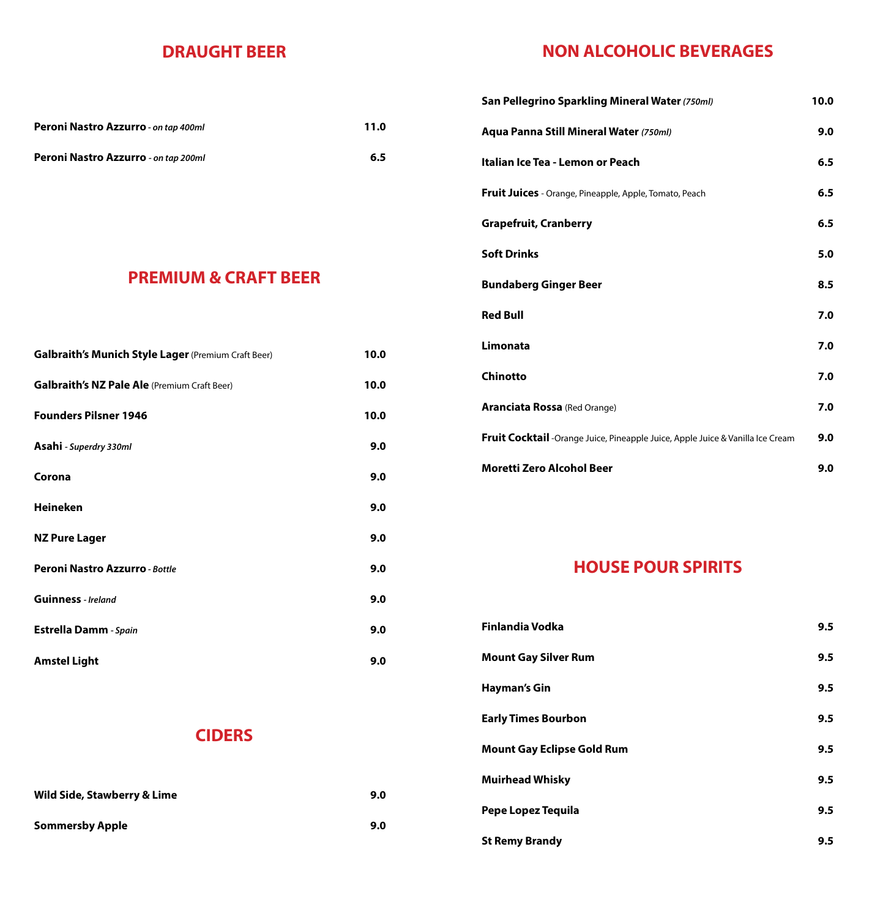## DRAUGHT BEER

| | |
|---|---|
| **Peroni Nastro Azzurro** *- on tap 400ml* | **11.0** |
| **Peroni Nastro Azzurro** *- on tap 200ml* | **6.5** |

## PREMIUM & CRAFT BEER

| | |
|---|---|
| **Galbraith's Munich Style Lager** (Premium Craft Beer) | **10.0** |
| **Galbraith's NZ Pale Ale** (Premium Craft Beer) | **10.0** |
| **Founders Pilsner 1946** | **10.0** |
| **Asahi** *- Superdry 330ml* | **9.0** |
| **Corona** | **9.0** |
| **Heineken** | **9.0** |
| **NZ Pure Lager** | **9.0** |
| **Peroni Nastro Azzurro** *- Bottle* | **9.0** |
| **Guinness** *- Ireland* | **9.0** |
| **Estrella Damm** *- Spain* | **9.0** |
| **Amstel Light** | **9.0** |

## CIDERS

| | |
|---|---|
| **Wild Side, Stawberry & Lime** | **9.0** |
| **Sommersby Apple** | **9.0** |

## NON ALCOHOLIC BEVERAGES

| | |
|---|---|
| **San Pellegrino Sparkling Mineral Water** *(750ml)* | **10.0** |
| **Aqua Panna Still Mineral Water** *(750ml)* | **9.0** |
| **Italian Ice Tea - Lemon or Peach** | **6.5** |
| **Fruit Juices** - Orange, Pineapple, Apple, Tomato, Peach | **6.5** |
| **Grapefruit, Cranberry** | **6.5** |
| **Soft Drinks** | **5.0** |
| **Bundaberg Ginger Beer** | **8.5** |
| **Red Bull** | **7.0** |
| **Limonata** | **7.0** |
| **Chinotto** | **7.0** |
| **Aranciata Rossa** (Red Orange) | **7.0** |
| **Fruit Cocktail** -Orange Juice, Pineapple Juice, Apple Juice & Vanilla Ice Cream | **9.0** |
| **Moretti Zero Alcohol Beer** | **9.0** |

## HOUSE POUR SPIRITS

| | |
|---|---|
| **Finlandia Vodka** | **9.5** |
| **Mount Gay Silver Rum** | **9.5** |
| **Hayman's Gin** | **9.5** |
| **Early Times Bourbon** | **9.5** |
| **Mount Gay Eclipse Gold Rum** | **9.5** |
| **Muirhead Whisky** | **9.5** |
| **Pepe Lopez Tequila** | **9.5** |
| **St Remy Brandy** | **9.5** |